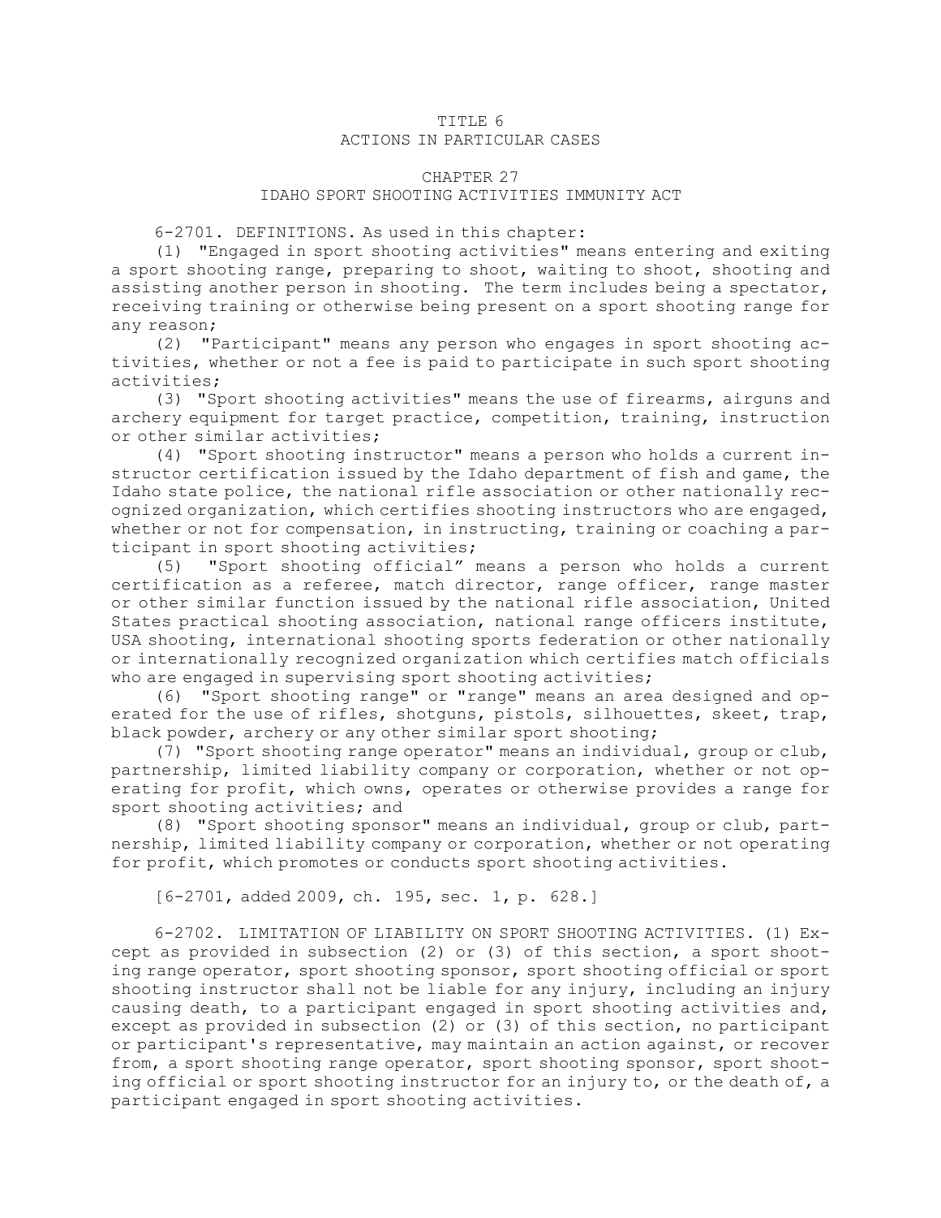# TITLE 6
# ACTIONS IN PARTICULAR CASES

## CHAPTER 27
## IDAHO SPORT SHOOTING ACTIVITIES IMMUNITY ACT

6-2701. DEFINITIONS. As used in this chapter:

(1) "Engaged in sport shooting activities" means entering and exiting a sport shooting range, preparing to shoot, waiting to shoot, shooting and assisting another person in shooting. The term includes being a spectator, receiving training or otherwise being present on a sport shooting range for any reason;

(2) "Participant" means any person who engages in sport shooting activities, whether or not a fee is paid to participate in such sport shooting activities;

(3) "Sport shooting activities" means the use of firearms, airguns and archery equipment for target practice, competition, training, instruction or other similar activities;

(4) "Sport shooting instructor" means a person who holds a current instructor certification issued by the Idaho department of fish and game, the Idaho state police, the national rifle association or other nationally recognized organization, which certifies shooting instructors who are engaged, whether or not for compensation, in instructing, training or coaching a participant in sport shooting activities;

(5) "Sport shooting official" means a person who holds a current certification as a referee, match director, range officer, range master or other similar function issued by the national rifle association, United States practical shooting association, national range officers institute, USA shooting, international shooting sports federation or other nationally or internationally recognized organization which certifies match officials who are engaged in supervising sport shooting activities;

(6) "Sport shooting range" or "range" means an area designed and operated for the use of rifles, shotguns, pistols, silhouettes, skeet, trap, black powder, archery or any other similar sport shooting;

(7) "Sport shooting range operator" means an individual, group or club, partnership, limited liability company or corporation, whether or not operating for profit, which owns, operates or otherwise provides a range for sport shooting activities; and

(8) "Sport shooting sponsor" means an individual, group or club, partnership, limited liability company or corporation, whether or not operating for profit, which promotes or conducts sport shooting activities.

[6-2701, added 2009, ch. 195, sec. 1, p. 628.]

6-2702. LIMITATION OF LIABILITY ON SPORT SHOOTING ACTIVITIES. (1) Except as provided in subsection (2) or (3) of this section, a sport shooting range operator, sport shooting sponsor, sport shooting official or sport shooting instructor shall not be liable for any injury, including an injury causing death, to a participant engaged in sport shooting activities and, except as provided in subsection (2) or (3) of this section, no participant or participant's representative, may maintain an action against, or recover from, a sport shooting range operator, sport shooting sponsor, sport shooting official or sport shooting instructor for an injury to, or the death of, a participant engaged in sport shooting activities.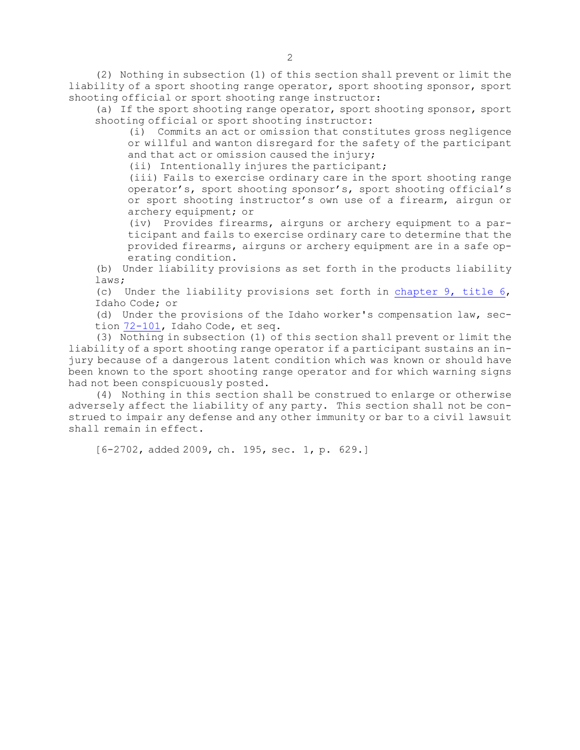(2) Nothing in subsection (1) of this section shall prevent or limit the liability of a sport shooting range operator, sport shooting sponsor, sport shooting official or sport shooting range instructor:

(a) If the sport shooting range operator, sport shooting sponsor, sport shooting official or sport shooting instructor:

(i) Commits an act or omission that constitutes gross negligence or willful and wanton disregard for the safety of the participant and that act or omission caused the injury;

(ii) Intentionally injures the participant;

(iii) Fails to exercise ordinary care in the sport shooting range operator's, sport shooting sponsor's, sport shooting official's or sport shooting instructor's own use of a firearm, airgun or archery equipment; or

(iv) Provides firearms, airguns or archery equipment to a participant and fails to exercise ordinary care to determine that the provided firearms, airguns or archery equipment are in a safe operating condition.

(b) Under liability provisions as set forth in the products liability laws;

(c) Under the liability provisions set forth in chapter 9, title 6, Idaho Code; or

(d) Under the provisions of the Idaho worker's compensation law, section 72-101, Idaho Code, et seq.

(3) Nothing in subsection (1) of this section shall prevent or limit the liability of a sport shooting range operator if a participant sustains an injury because of a dangerous latent condition which was known or should have been known to the sport shooting range operator and for which warning signs had not been conspicuously posted.

(4) Nothing in this section shall be construed to enlarge or otherwise adversely affect the liability of any party. This section shall not be construed to impair any defense and any other immunity or bar to a civil lawsuit shall remain in effect.

[6-2702, added 2009, ch. 195, sec. 1, p. 629.]